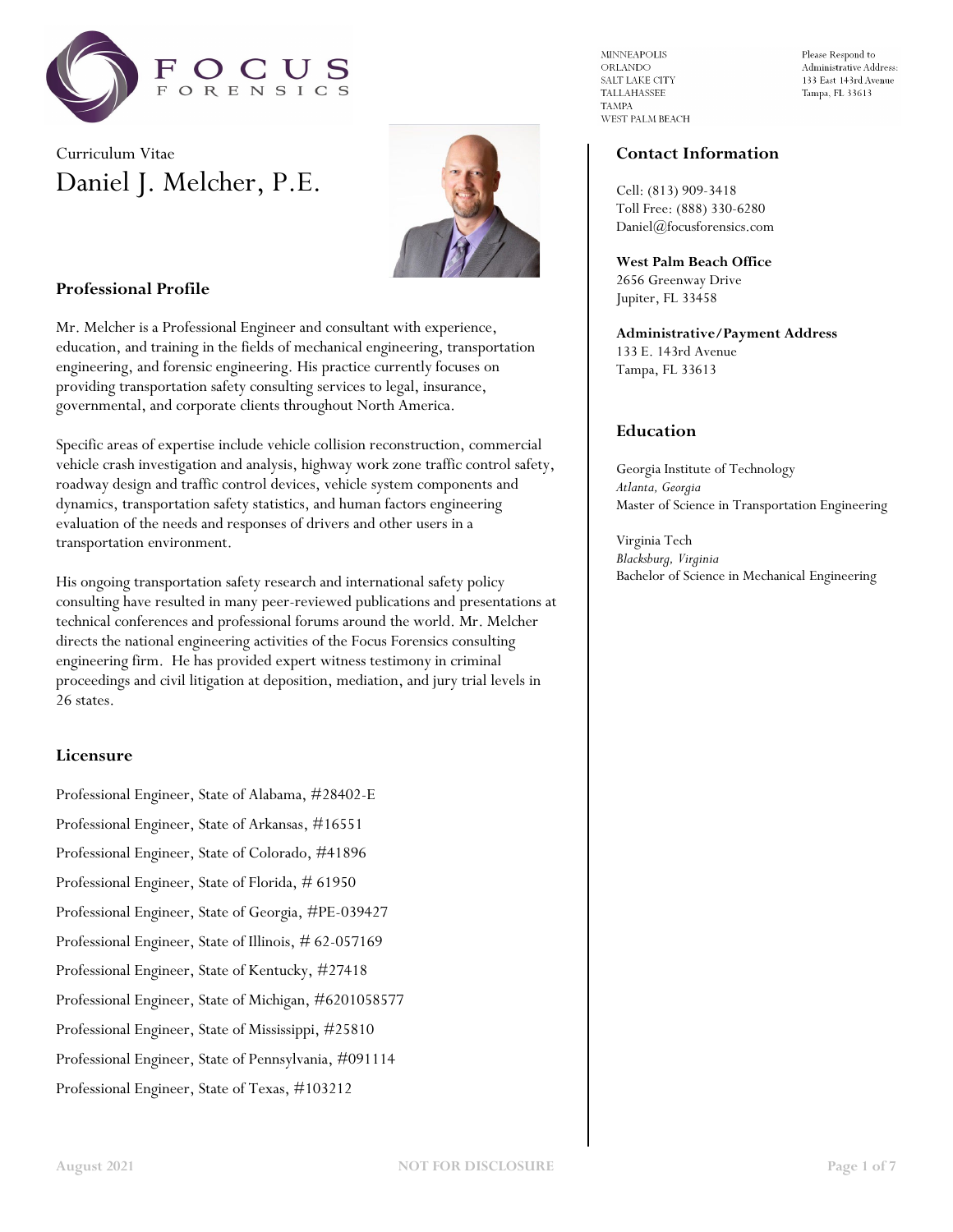MINNEAPOLIS
ORLANDO
SALT LAKE CITY
TALLAHASSEE
TAMPA
WEST PALM BEACH

Please Respond to
Administrative Address:
133 East 143rd Avenue
Tampa, FL 33613

Curriculum Vitae

# Daniel J. Melcher, P.E.

## Professional Profile

Mr. Melcher is a Professional Engineer and consultant with experience, education, and training in the fields of mechanical engineering, transportation engineering, and forensic engineering. His practice currently focuses on providing transportation safety consulting services to legal, insurance, governmental, and corporate clients throughout North America.

Specific areas of expertise include vehicle collision reconstruction, commercial vehicle crash investigation and analysis, highway work zone traffic control safety, roadway design and traffic control devices, vehicle system components and dynamics, transportation safety statistics, and human factors engineering evaluation of the needs and responses of drivers and other users in a transportation environment.

His ongoing transportation safety research and international safety policy consulting have resulted in many peer-reviewed publications and presentations at technical conferences and professional forums around the world. Mr. Melcher directs the national engineering activities of the Focus Forensics consulting engineering firm. He has provided expert witness testimony in criminal proceedings and civil litigation at deposition, mediation, and jury trial levels in 26 states.

## Licensure

Professional Engineer, State of Alabama, #28402-E

Professional Engineer, State of Arkansas, #16551

Professional Engineer, State of Colorado, #41896

Professional Engineer, State of Florida, # 61950

Professional Engineer, State of Georgia, #PE-039427

Professional Engineer, State of Illinois, # 62-057169

Professional Engineer, State of Kentucky, #27418

Professional Engineer, State of Michigan, #6201058577

Professional Engineer, State of Mississippi, #25810

Professional Engineer, State of Pennsylvania, #091114

Professional Engineer, State of Texas, #103212

## Contact Information

Cell: (813) 909-3418
Toll Free: (888) 330-6280
Daniel@focusforensics.com

**West Palm Beach Office**
2656 Greenway Drive
Jupiter, FL 33458

**Administrative/Payment Address**
133 E. 143rd Avenue
Tampa, FL 33613

## Education

Georgia Institute of Technology
*Atlanta, Georgia*
Master of Science in Transportation Engineering

Virginia Tech
*Blacksburg, Virginia*
Bachelor of Science in Mechanical Engineering

August 2021 NOT FOR DISCLOSURE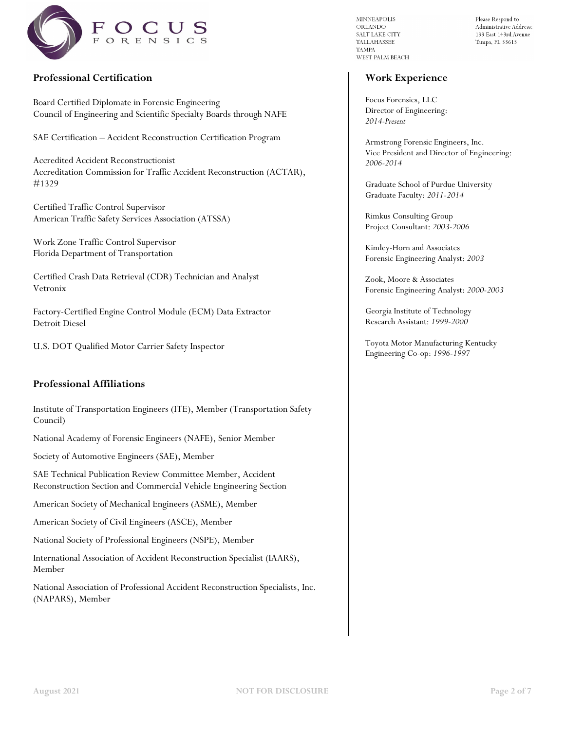## Professional Certification

Board Certified Diplomate in Forensic Engineering
Council of Engineering and Scientific Specialty Boards through NAFE

SAE Certification – Accident Reconstruction Certification Program

Accredited Accident Reconstructionist
Accreditation Commission for Traffic Accident Reconstruction (ACTAR), #1329

Certified Traffic Control Supervisor
American Traffic Safety Services Association (ATSSA)

Work Zone Traffic Control Supervisor
Florida Department of Transportation

Certified Crash Data Retrieval (CDR) Technician and Analyst
Vetronix

Factory-Certified Engine Control Module (ECM) Data Extractor
Detroit Diesel

U.S. DOT Qualified Motor Carrier Safety Inspector

## Professional Affiliations

Institute of Transportation Engineers (ITE), Member (Transportation Safety Council)

National Academy of Forensic Engineers (NAFE), Senior Member

Society of Automotive Engineers (SAE), Member

SAE Technical Publication Review Committee Member, Accident Reconstruction Section and Commercial Vehicle Engineering Section

American Society of Mechanical Engineers (ASME), Member

American Society of Civil Engineers (ASCE), Member

National Society of Professional Engineers (NSPE), Member

International Association of Accident Reconstruction Specialist (IAARS), Member

National Association of Professional Accident Reconstruction Specialists, Inc. (NAPARS), Member

## Work Experience

Focus Forensics, LLC
Director of Engineering: *2014-Present*

Armstrong Forensic Engineers, Inc.
Vice President and Director of Engineering: *2006-2014*

Graduate School of Purdue University
Graduate Faculty: *2011-2014*

Rimkus Consulting Group
Project Consultant: *2003-2006*

Kimley-Horn and Associates
Forensic Engineering Analyst: *2003*

Zook, Moore & Associates
Forensic Engineering Analyst: *2000-2003*

Georgia Institute of Technology
Research Assistant: *1999-2000*

Toyota Motor Manufacturing Kentucky
Engineering Co-op: *1996-1997*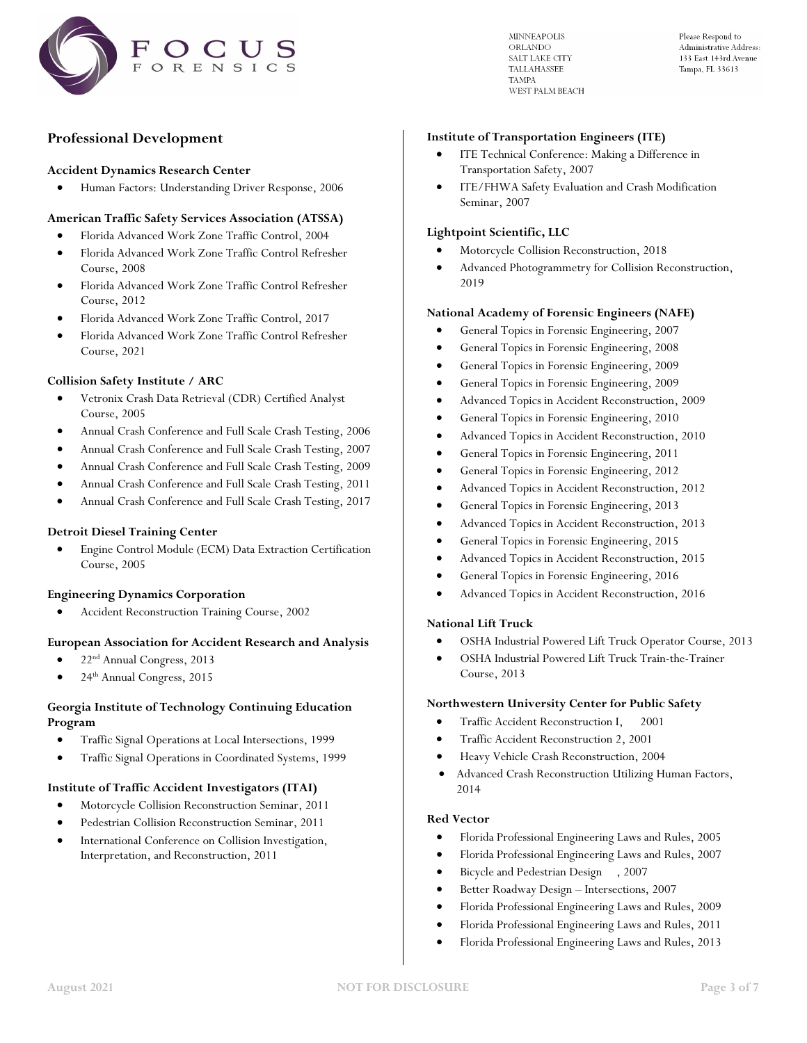## Professional Development

**Accident Dynamics Research Center**

- Human Factors: Understanding Driver Response, 2006

**American Traffic Safety Services Association (ATSSA)**

- Florida Advanced Work Zone Traffic Control, 2004
- Florida Advanced Work Zone Traffic Control Refresher Course, 2008
- Florida Advanced Work Zone Traffic Control Refresher Course, 2012
- Florida Advanced Work Zone Traffic Control, 2017
- Florida Advanced Work Zone Traffic Control Refresher Course, 2021

**Collision Safety Institute / ARC**

- Vetronix Crash Data Retrieval (CDR) Certified Analyst Course, 2005
- Annual Crash Conference and Full Scale Crash Testing, 2006
- Annual Crash Conference and Full Scale Crash Testing, 2007
- Annual Crash Conference and Full Scale Crash Testing, 2009
- Annual Crash Conference and Full Scale Crash Testing, 2011
- Annual Crash Conference and Full Scale Crash Testing, 2017

**Detroit Diesel Training Center**

- Engine Control Module (ECM) Data Extraction Certification Course, 2005

**Engineering Dynamics Corporation**

- Accident Reconstruction Training Course, 2002

**European Association for Accident Research and Analysis**

- 22nd Annual Congress, 2013
- 24th Annual Congress, 2015

**Georgia Institute of Technology Continuing Education Program**

- Traffic Signal Operations at Local Intersections, 1999
- Traffic Signal Operations in Coordinated Systems, 1999

**Institute of Traffic Accident Investigators (ITAI)**

- Motorcycle Collision Reconstruction Seminar, 2011
- Pedestrian Collision Reconstruction Seminar, 2011
- International Conference on Collision Investigation, Interpretation, and Reconstruction, 2011

**Institute of Transportation Engineers (ITE)**

- ITE Technical Conference: Making a Difference in Transportation Safety, 2007
- ITE/FHWA Safety Evaluation and Crash Modification Seminar, 2007

**Lightpoint Scientific, LLC**

- Motorcycle Collision Reconstruction, 2018
- Advanced Photogrammetry for Collision Reconstruction, 2019

**National Academy of Forensic Engineers (NAFE)**

- General Topics in Forensic Engineering, 2007
- General Topics in Forensic Engineering, 2008
- General Topics in Forensic Engineering, 2009
- General Topics in Forensic Engineering, 2009
- Advanced Topics in Accident Reconstruction, 2009
- General Topics in Forensic Engineering, 2010
- Advanced Topics in Accident Reconstruction, 2010
- General Topics in Forensic Engineering, 2011
- General Topics in Forensic Engineering, 2012
- Advanced Topics in Accident Reconstruction, 2012
- General Topics in Forensic Engineering, 2013
- Advanced Topics in Accident Reconstruction, 2013
- General Topics in Forensic Engineering, 2015
- Advanced Topics in Accident Reconstruction, 2015
- General Topics in Forensic Engineering, 2016
- Advanced Topics in Accident Reconstruction, 2016

**National Lift Truck**

- OSHA Industrial Powered Lift Truck Operator Course, 2013
- OSHA Industrial Powered Lift Truck Train-the-Trainer Course, 2013

**Northwestern University Center for Public Safety**

- Traffic Accident Reconstruction I, 2001
- Traffic Accident Reconstruction 2, 2001
- Heavy Vehicle Crash Reconstruction, 2004
- Advanced Crash Reconstruction Utilizing Human Factors, 2014

**Red Vector**

- Florida Professional Engineering Laws and Rules, 2005
- Florida Professional Engineering Laws and Rules, 2007
- Bicycle and Pedestrian Design, 2007
- Better Roadway Design – Intersections, 2007
- Florida Professional Engineering Laws and Rules, 2009
- Florida Professional Engineering Laws and Rules, 2011
- Florida Professional Engineering Laws and Rules, 2013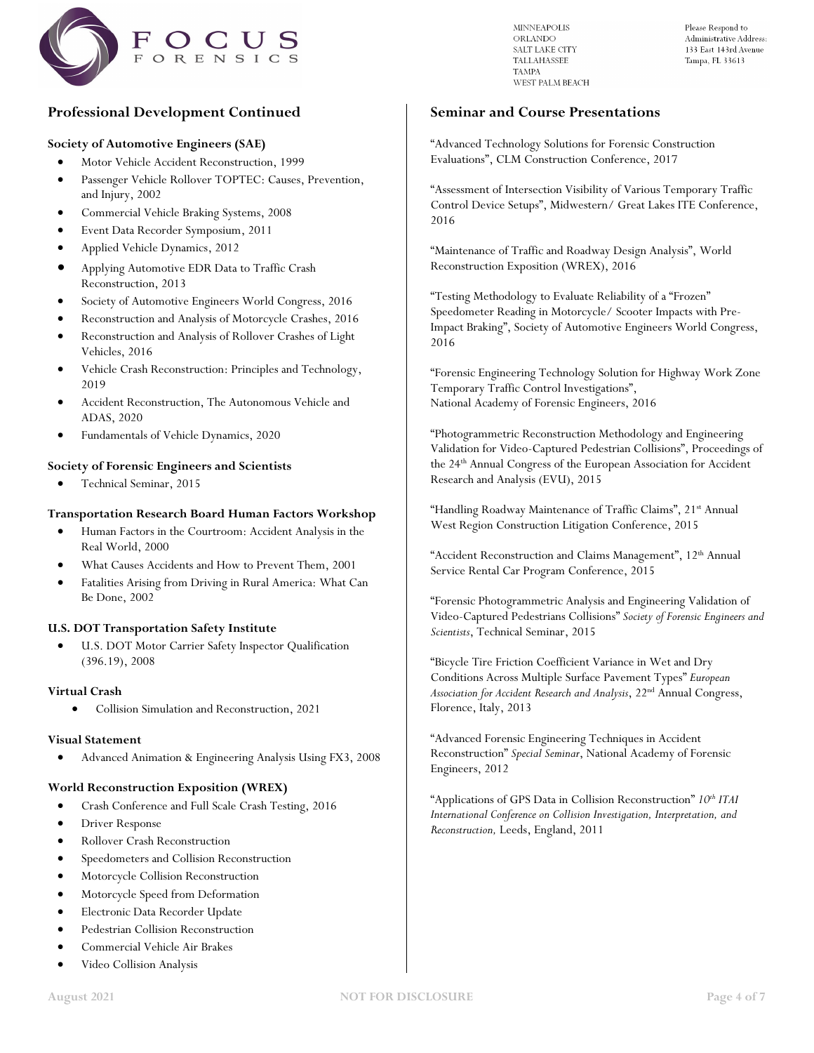## Professional Development Continued

**Society of Automotive Engineers (SAE)**

- Motor Vehicle Accident Reconstruction, 1999
- Passenger Vehicle Rollover TOPTEC: Causes, Prevention, and Injury, 2002
- Commercial Vehicle Braking Systems, 2008
- Event Data Recorder Symposium, 2011
- Applied Vehicle Dynamics, 2012
- Applying Automotive EDR Data to Traffic Crash Reconstruction, 2013
- Society of Automotive Engineers World Congress, 2016
- Reconstruction and Analysis of Motorcycle Crashes, 2016
- Reconstruction and Analysis of Rollover Crashes of Light Vehicles, 2016
- Vehicle Crash Reconstruction: Principles and Technology, 2019
- Accident Reconstruction, The Autonomous Vehicle and ADAS, 2020
- Fundamentals of Vehicle Dynamics, 2020

**Society of Forensic Engineers and Scientists**

- Technical Seminar, 2015

**Transportation Research Board Human Factors Workshop**

- Human Factors in the Courtroom: Accident Analysis in the Real World, 2000
- What Causes Accidents and How to Prevent Them, 2001
- Fatalities Arising from Driving in Rural America: What Can Be Done, 2002

**U.S. DOT Transportation Safety Institute**

- U.S. DOT Motor Carrier Safety Inspector Qualification (396.19), 2008

**Virtual Crash**

- Collision Simulation and Reconstruction, 2021

**Visual Statement**

- Advanced Animation & Engineering Analysis Using FX3, 2008

**World Reconstruction Exposition (WREX)**

- Crash Conference and Full Scale Crash Testing, 2016
- Driver Response
- Rollover Crash Reconstruction
- Speedometers and Collision Reconstruction
- Motorcycle Collision Reconstruction
- Motorcycle Speed from Deformation
- Electronic Data Recorder Update
- Pedestrian Collision Reconstruction
- Commercial Vehicle Air Brakes
- Video Collision Analysis

## Seminar and Course Presentations

"Advanced Technology Solutions for Forensic Construction Evaluations", CLM Construction Conference, 2017

"Assessment of Intersection Visibility of Various Temporary Traffic Control Device Setups", Midwestern/ Great Lakes ITE Conference, 2016

"Maintenance of Traffic and Roadway Design Analysis", World Reconstruction Exposition (WREX), 2016

"Testing Methodology to Evaluate Reliability of a "Frozen" Speedometer Reading in Motorcycle/ Scooter Impacts with Pre-Impact Braking", Society of Automotive Engineers World Congress, 2016

"Forensic Engineering Technology Solution for Highway Work Zone Temporary Traffic Control Investigations", National Academy of Forensic Engineers, 2016

"Photogrammetric Reconstruction Methodology and Engineering Validation for Video-Captured Pedestrian Collisions", Proceedings of the 24th Annual Congress of the European Association for Accident Research and Analysis (EVU), 2015

"Handling Roadway Maintenance of Traffic Claims", 21st Annual West Region Construction Litigation Conference, 2015

"Accident Reconstruction and Claims Management", 12th Annual Service Rental Car Program Conference, 2015

"Forensic Photogrammetric Analysis and Engineering Validation of Video-Captured Pedestrians Collisions" *Society of Forensic Engineers and Scientists*, Technical Seminar, 2015

"Bicycle Tire Friction Coefficient Variance in Wet and Dry Conditions Across Multiple Surface Pavement Types" *European Association for Accident Research and Analysis*, 22nd Annual Congress, Florence, Italy, 2013

"Advanced Forensic Engineering Techniques in Accident Reconstruction" *Special Seminar*, National Academy of Forensic Engineers, 2012

"Applications of GPS Data in Collision Reconstruction" *10th ITAI International Conference on Collision Investigation, Interpretation, and Reconstruction,* Leeds, England, 2011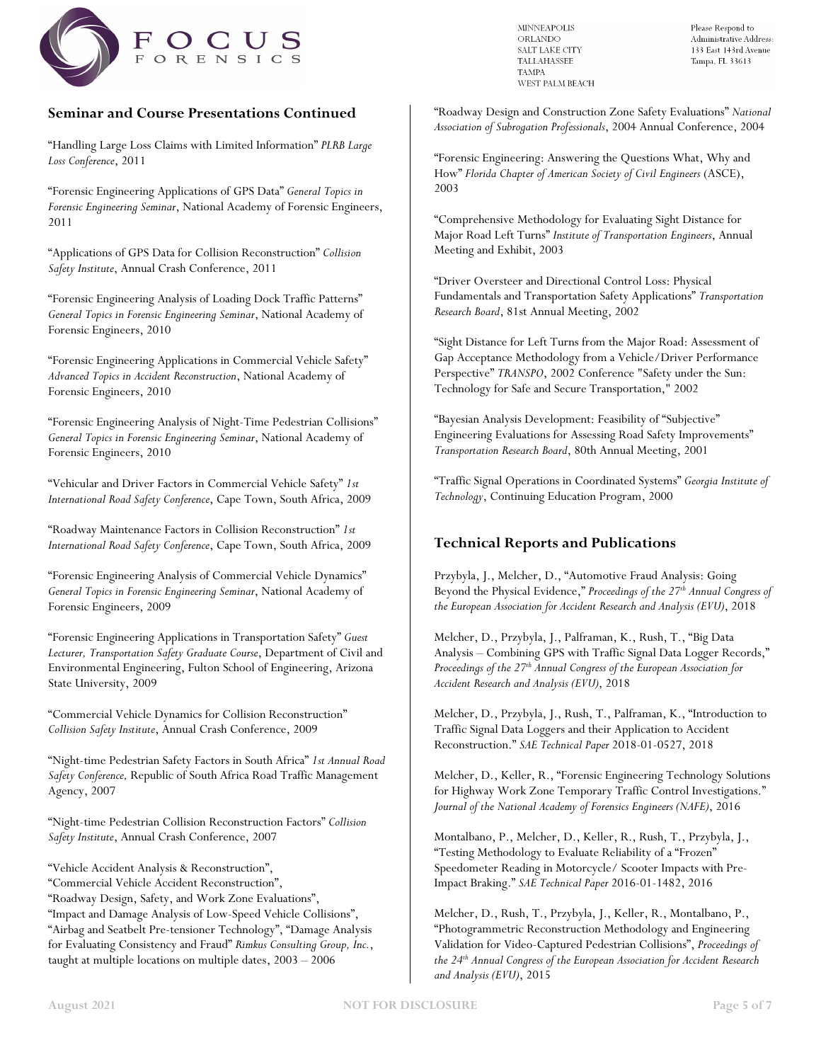## Seminar and Course Presentations Continued

"Handling Large Loss Claims with Limited Information" *PLRB Large Loss Conference*, 2011

"Forensic Engineering Applications of GPS Data" *General Topics in Forensic Engineering Seminar*, National Academy of Forensic Engineers, 2011

"Applications of GPS Data for Collision Reconstruction" *Collision Safety Institute*, Annual Crash Conference, 2011

"Forensic Engineering Analysis of Loading Dock Traffic Patterns" *General Topics in Forensic Engineering Seminar*, National Academy of Forensic Engineers, 2010

"Forensic Engineering Applications in Commercial Vehicle Safety" *Advanced Topics in Accident Reconstruction*, National Academy of Forensic Engineers, 2010

"Forensic Engineering Analysis of Night-Time Pedestrian Collisions" *General Topics in Forensic Engineering Seminar*, National Academy of Forensic Engineers, 2010

"Vehicular and Driver Factors in Commercial Vehicle Safety" *1st International Road Safety Conference*, Cape Town, South Africa, 2009

"Roadway Maintenance Factors in Collision Reconstruction" *1st International Road Safety Conference*, Cape Town, South Africa, 2009

"Forensic Engineering Analysis of Commercial Vehicle Dynamics" *General Topics in Forensic Engineering Seminar*, National Academy of Forensic Engineers, 2009

"Forensic Engineering Applications in Transportation Safety" *Guest Lecturer, Transportation Safety Graduate Course*, Department of Civil and Environmental Engineering, Fulton School of Engineering, Arizona State University, 2009

"Commercial Vehicle Dynamics for Collision Reconstruction" *Collision Safety Institute*, Annual Crash Conference, 2009

"Night-time Pedestrian Safety Factors in South Africa" *1st Annual Road Safety Conference,* Republic of South Africa Road Traffic Management Agency, 2007

"Night-time Pedestrian Collision Reconstruction Factors" *Collision Safety Institute*, Annual Crash Conference, 2007

"Vehicle Accident Analysis & Reconstruction",
"Commercial Vehicle Accident Reconstruction",
"Roadway Design, Safety, and Work Zone Evaluations",
"Impact and Damage Analysis of Low-Speed Vehicle Collisions",
"Airbag and Seatbelt Pre-tensioner Technology", "Damage Analysis for Evaluating Consistency and Fraud" *Rimkus Consulting Group, Inc.*, taught at multiple locations on multiple dates, 2003 – 2006

"Roadway Design and Construction Zone Safety Evaluations" *National Association of Subrogation Professionals*, 2004 Annual Conference, 2004

"Forensic Engineering: Answering the Questions What, Why and How" *Florida Chapter of American Society of Civil Engineers* (ASCE), 2003

"Comprehensive Methodology for Evaluating Sight Distance for Major Road Left Turns" *Institute of Transportation Engineers*, Annual Meeting and Exhibit, 2003

"Driver Oversteer and Directional Control Loss: Physical Fundamentals and Transportation Safety Applications" *Transportation Research Board*, 81st Annual Meeting, 2002

"Sight Distance for Left Turns from the Major Road: Assessment of Gap Acceptance Methodology from a Vehicle/Driver Performance Perspective" *TRANSPO*, 2002 Conference "Safety under the Sun: Technology for Safe and Secure Transportation," 2002

"Bayesian Analysis Development: Feasibility of "Subjective" Engineering Evaluations for Assessing Road Safety Improvements" *Transportation Research Board*, 80th Annual Meeting, 2001

"Traffic Signal Operations in Coordinated Systems" *Georgia Institute of Technology*, Continuing Education Program, 2000

## Technical Reports and Publications

Przybyla, J., Melcher, D., "Automotive Fraud Analysis: Going Beyond the Physical Evidence," *Proceedings of the 27th Annual Congress of the European Association for Accident Research and Analysis (EVU)*, 2018

Melcher, D., Przybyla, J., Palframan, K., Rush, T., "Big Data Analysis – Combining GPS with Traffic Signal Data Logger Records," *Proceedings of the 27th Annual Congress of the European Association for Accident Research and Analysis (EVU)*, 2018

Melcher, D., Przybyla, J., Rush, T., Palframan, K., "Introduction to Traffic Signal Data Loggers and their Application to Accident Reconstruction." *SAE Technical Paper* 2018-01-0527, 2018

Melcher, D., Keller, R., "Forensic Engineering Technology Solutions for Highway Work Zone Temporary Traffic Control Investigations." *Journal of the National Academy of Forensics Engineers (NAFE)*, 2016

Montalbano, P., Melcher, D., Keller, R., Rush, T., Przybyla, J., "Testing Methodology to Evaluate Reliability of a "Frozen" Speedometer Reading in Motorcycle/ Scooter Impacts with Pre-Impact Braking." *SAE Technical Paper* 2016-01-1482, 2016

Melcher, D., Rush, T., Przybyla, J., Keller, R., Montalbano, P., "Photogrammetric Reconstruction Methodology and Engineering Validation for Video-Captured Pedestrian Collisions", *Proceedings of the 24th Annual Congress of the European Association for Accident Research and Analysis (EVU)*, 2015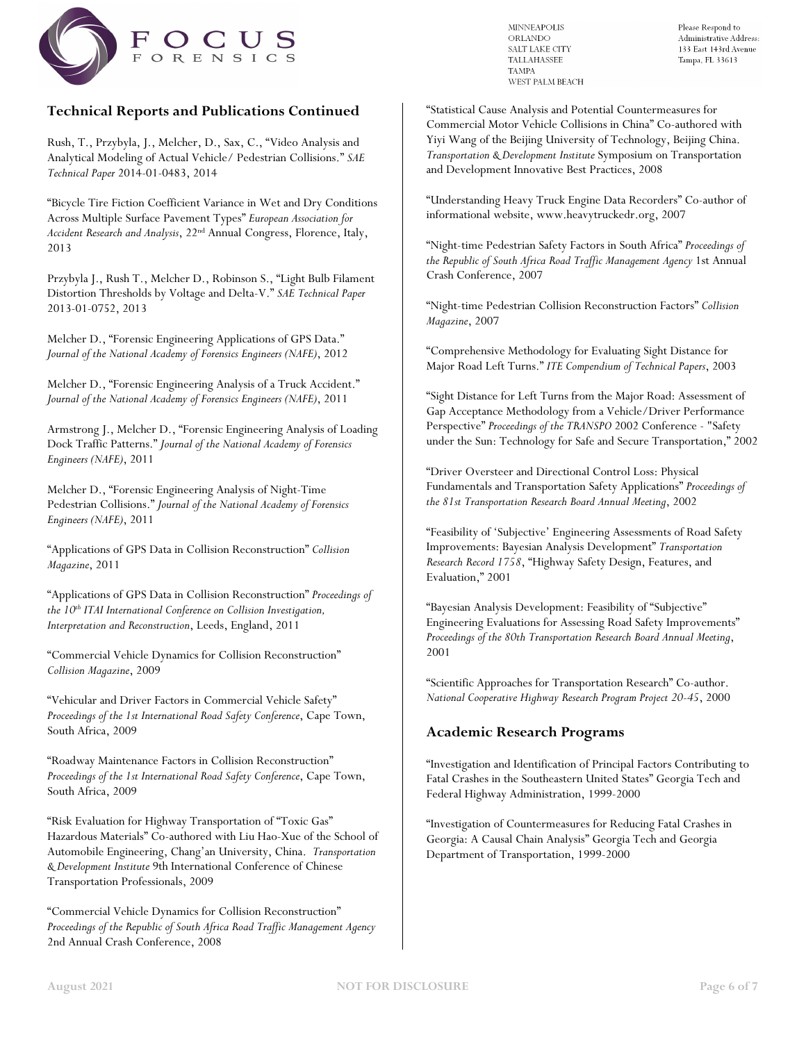## Technical Reports and Publications Continued

Rush, T., Przybyla, J., Melcher, D., Sax, C., "Video Analysis and Analytical Modeling of Actual Vehicle/ Pedestrian Collisions." *SAE Technical Paper* 2014-01-0483, 2014

"Bicycle Tire Fiction Coefficient Variance in Wet and Dry Conditions Across Multiple Surface Pavement Types" *European Association for Accident Research and Analysis*, 22nd Annual Congress, Florence, Italy, 2013

Przybyla J., Rush T., Melcher D., Robinson S., "Light Bulb Filament Distortion Thresholds by Voltage and Delta-V." *SAE Technical Paper* 2013-01-0752, 2013

Melcher D., "Forensic Engineering Applications of GPS Data." *Journal of the National Academy of Forensics Engineers (NAFE)*, 2012

Melcher D., "Forensic Engineering Analysis of a Truck Accident." *Journal of the National Academy of Forensics Engineers (NAFE)*, 2011

Armstrong J., Melcher D., "Forensic Engineering Analysis of Loading Dock Traffic Patterns." *Journal of the National Academy of Forensics Engineers (NAFE)*, 2011

Melcher D., "Forensic Engineering Analysis of Night-Time Pedestrian Collisions." *Journal of the National Academy of Forensics Engineers (NAFE)*, 2011

"Applications of GPS Data in Collision Reconstruction" *Collision Magazine*, 2011

"Applications of GPS Data in Collision Reconstruction" *Proceedings of the 10th ITAI International Conference on Collision Investigation, Interpretation and Reconstruction*, Leeds, England, 2011

"Commercial Vehicle Dynamics for Collision Reconstruction" *Collision Magazine*, 2009

"Vehicular and Driver Factors in Commercial Vehicle Safety" *Proceedings of the 1st International Road Safety Conference*, Cape Town, South Africa, 2009

"Roadway Maintenance Factors in Collision Reconstruction" *Proceedings of the 1st International Road Safety Conference*, Cape Town, South Africa, 2009

"Risk Evaluation for Highway Transportation of "Toxic Gas" Hazardous Materials" Co-authored with Liu Hao-Xue of the School of Automobile Engineering, Chang'an University, China. *Transportation & Development Institute* 9th International Conference of Chinese Transportation Professionals, 2009

"Commercial Vehicle Dynamics for Collision Reconstruction" *Proceedings of the Republic of South Africa Road Traffic Management Agency* 2nd Annual Crash Conference, 2008

"Statistical Cause Analysis and Potential Countermeasures for Commercial Motor Vehicle Collisions in China" Co-authored with Yiyi Wang of the Beijing University of Technology, Beijing China. *Transportation & Development Institute* Symposium on Transportation and Development Innovative Best Practices, 2008

"Understanding Heavy Truck Engine Data Recorders" Co-author of informational website, www.heavytruckedr.org, 2007

"Night-time Pedestrian Safety Factors in South Africa" *Proceedings of the Republic of South Africa Road Traffic Management Agency* 1st Annual Crash Conference, 2007

"Night-time Pedestrian Collision Reconstruction Factors" *Collision Magazine*, 2007

"Comprehensive Methodology for Evaluating Sight Distance for Major Road Left Turns." *ITE Compendium of Technical Papers*, 2003

"Sight Distance for Left Turns from the Major Road: Assessment of Gap Acceptance Methodology from a Vehicle/Driver Performance Perspective" *Proceedings of the TRANSPO* 2002 Conference - "Safety under the Sun: Technology for Safe and Secure Transportation," 2002

"Driver Oversteer and Directional Control Loss: Physical Fundamentals and Transportation Safety Applications" *Proceedings of the 81st Transportation Research Board Annual Meeting*, 2002

"Feasibility of 'Subjective' Engineering Assessments of Road Safety Improvements: Bayesian Analysis Development" *Transportation Research Record 1758*, "Highway Safety Design, Features, and Evaluation," 2001

"Bayesian Analysis Development: Feasibility of "Subjective" Engineering Evaluations for Assessing Road Safety Improvements" *Proceedings of the 80th Transportation Research Board Annual Meeting*, 2001

"Scientific Approaches for Transportation Research" Co-author. *National Cooperative Highway Research Program Project 20-45*, 2000

## Academic Research Programs

"Investigation and Identification of Principal Factors Contributing to Fatal Crashes in the Southeastern United States" Georgia Tech and Federal Highway Administration, 1999-2000

"Investigation of Countermeasures for Reducing Fatal Crashes in Georgia: A Causal Chain Analysis" Georgia Tech and Georgia Department of Transportation, 1999-2000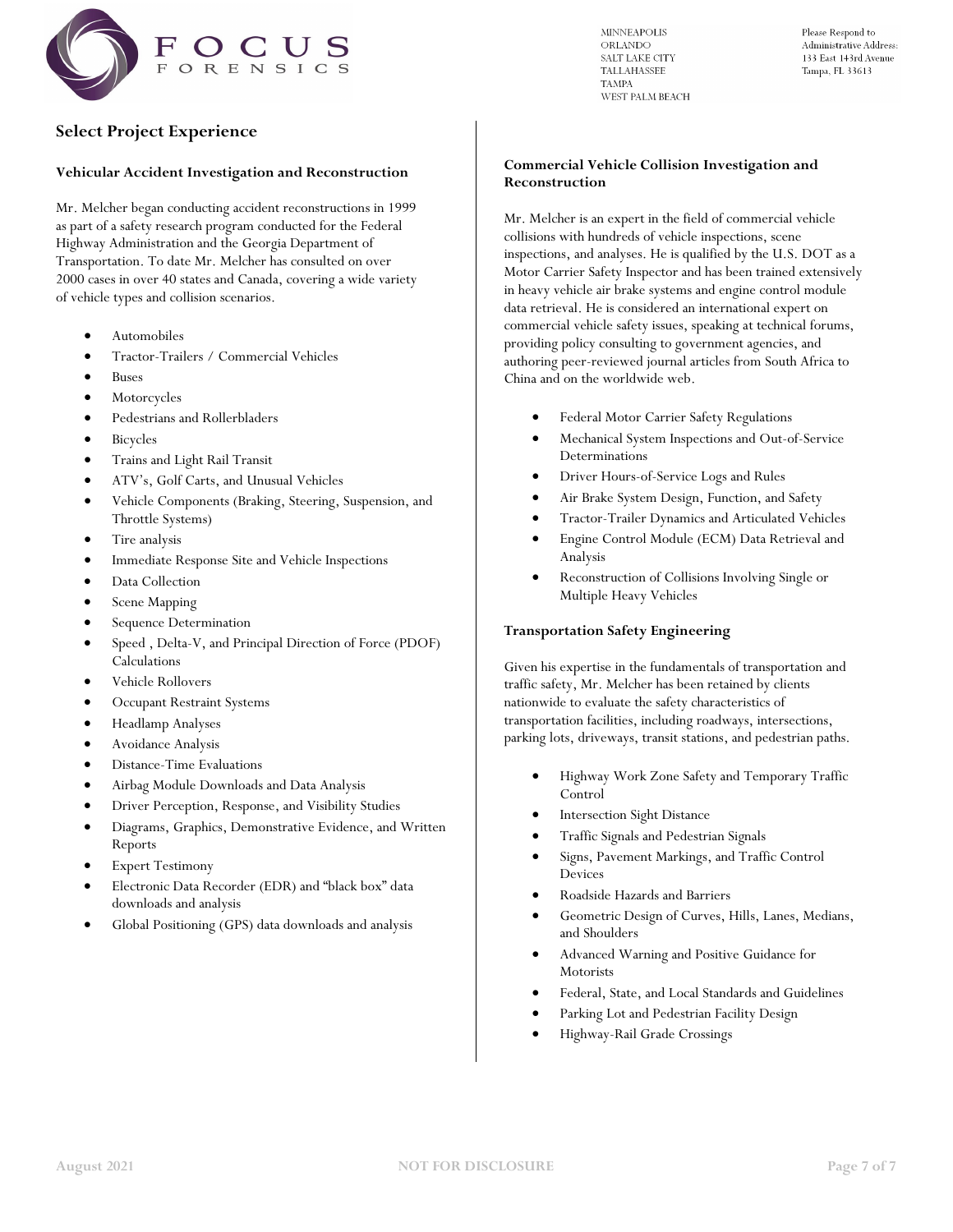## Select Project Experience

### Vehicular Accident Investigation and Reconstruction

Mr. Melcher began conducting accident reconstructions in 1999 as part of a safety research program conducted for the Federal Highway Administration and the Georgia Department of Transportation. To date Mr. Melcher has consulted on over 2000 cases in over 40 states and Canada, covering a wide variety of vehicle types and collision scenarios.

- Automobiles
- Tractor-Trailers / Commercial Vehicles
- Buses
- Motorcycles
- Pedestrians and Rollerbladers
- Bicycles
- Trains and Light Rail Transit
- ATV's, Golf Carts, and Unusual Vehicles
- Vehicle Components (Braking, Steering, Suspension, and Throttle Systems)
- Tire analysis
- Immediate Response Site and Vehicle Inspections
- Data Collection
- Scene Mapping
- Sequence Determination
- Speed , Delta-V, and Principal Direction of Force (PDOF) Calculations
- Vehicle Rollovers
- Occupant Restraint Systems
- Headlamp Analyses
- Avoidance Analysis
- Distance-Time Evaluations
- Airbag Module Downloads and Data Analysis
- Driver Perception, Response, and Visibility Studies
- Diagrams, Graphics, Demonstrative Evidence, and Written Reports
- Expert Testimony
- Electronic Data Recorder (EDR) and "black box" data downloads and analysis
- Global Positioning (GPS) data downloads and analysis

### Commercial Vehicle Collision Investigation and Reconstruction

Mr. Melcher is an expert in the field of commercial vehicle collisions with hundreds of vehicle inspections, scene inspections, and analyses. He is qualified by the U.S. DOT as a Motor Carrier Safety Inspector and has been trained extensively in heavy vehicle air brake systems and engine control module data retrieval. He is considered an international expert on commercial vehicle safety issues, speaking at technical forums, providing policy consulting to government agencies, and authoring peer-reviewed journal articles from South Africa to China and on the worldwide web.

- Federal Motor Carrier Safety Regulations
- Mechanical System Inspections and Out-of-Service Determinations
- Driver Hours-of-Service Logs and Rules
- Air Brake System Design, Function, and Safety
- Tractor-Trailer Dynamics and Articulated Vehicles
- Engine Control Module (ECM) Data Retrieval and Analysis
- Reconstruction of Collisions Involving Single or Multiple Heavy Vehicles

### Transportation Safety Engineering

Given his expertise in the fundamentals of transportation and traffic safety, Mr. Melcher has been retained by clients nationwide to evaluate the safety characteristics of transportation facilities, including roadways, intersections, parking lots, driveways, transit stations, and pedestrian paths.

- Highway Work Zone Safety and Temporary Traffic Control
- Intersection Sight Distance
- Traffic Signals and Pedestrian Signals
- Signs, Pavement Markings, and Traffic Control Devices
- Roadside Hazards and Barriers
- Geometric Design of Curves, Hills, Lanes, Medians, and Shoulders
- Advanced Warning and Positive Guidance for Motorists
- Federal, State, and Local Standards and Guidelines
- Parking Lot and Pedestrian Facility Design
- Highway-Rail Grade Crossings